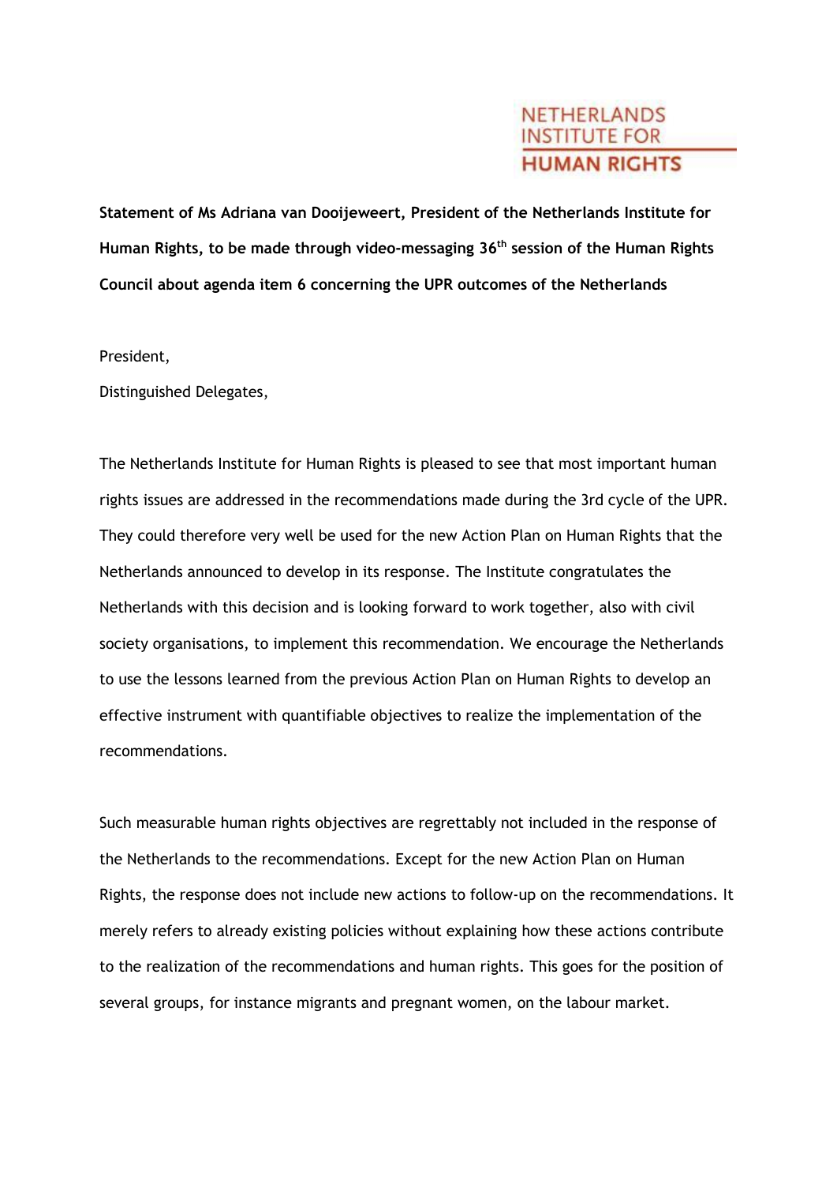NETHERLANDS INSTITUTE FOR **HUMAN RIGHTS**

**Statement of Ms Adriana van Dooijeweert, President of the Netherlands Institute for Human Rights, to be made through video-messaging 36th session of the Human Rights Council about agenda item 6 concerning the UPR outcomes of the Netherlands**

President,

Distinguished Delegates,

The Netherlands Institute for Human Rights is pleased to see that most important human rights issues are addressed in the recommendations made during the 3rd cycle of the UPR. They could therefore very well be used for the new Action Plan on Human Rights that the Netherlands announced to develop in its response. The Institute congratulates the Netherlands with this decision and is looking forward to work together, also with civil society organisations, to implement this recommendation. We encourage the Netherlands to use the lessons learned from the previous Action Plan on Human Rights to develop an effective instrument with quantifiable objectives to realize the implementation of the recommendations.

Such measurable human rights objectives are regrettably not included in the response of the Netherlands to the recommendations. Except for the new Action Plan on Human Rights, the response does not include new actions to follow-up on the recommendations. It merely refers to already existing policies without explaining how these actions contribute to the realization of the recommendations and human rights. This goes for the position of several groups, for instance migrants and pregnant women, on the labour market.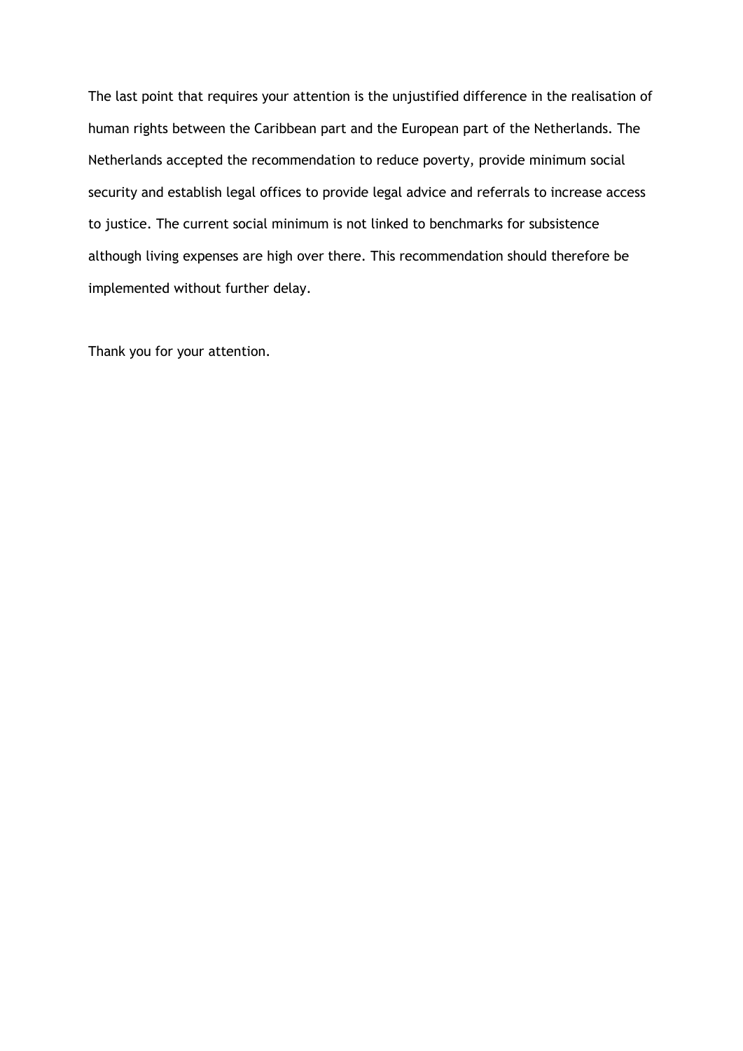The last point that requires your attention is the unjustified difference in the realisation of human rights between the Caribbean part and the European part of the Netherlands. The Netherlands accepted the recommendation to reduce poverty, provide minimum social security and establish legal offices to provide legal advice and referrals to increase access to justice. The current social minimum is not linked to benchmarks for subsistence although living expenses are high over there. This recommendation should therefore be implemented without further delay.

Thank you for your attention.